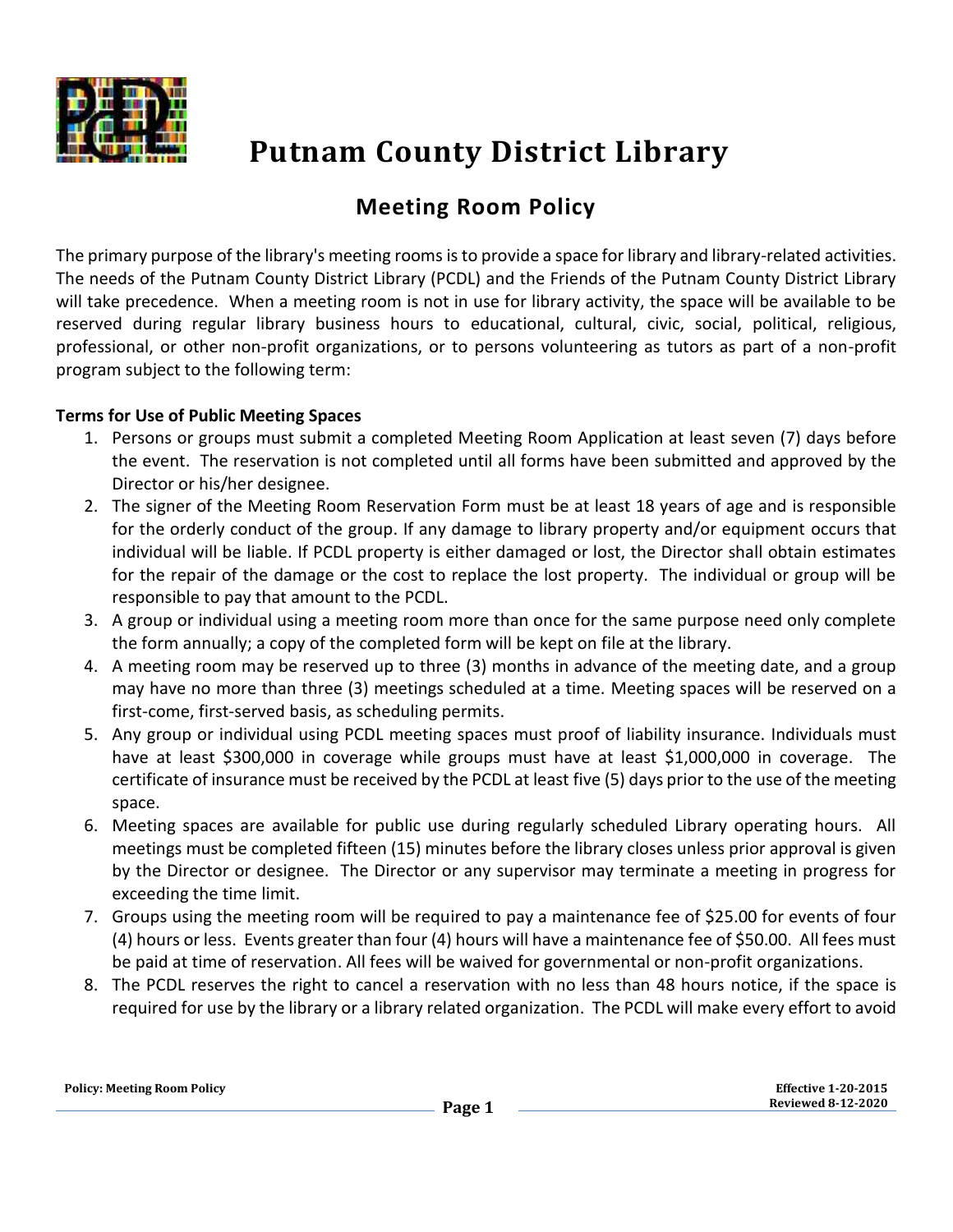# Putnam County District Library

## Meeting Room Policy

The primary purpose of the library's meeting rooms is to provide a space for library and library-related activities. The needs of the Putnam County District Library (PCDL) and the Friends of the Putnam County District Library will take precedence. When a meeting room is not in use for library activity, the space will be available to be reserved during regular library business hours to educational, cultural, civic, social, political, religious, professional, or other non-profit organizations, or to persons volunteering as tutors as part of a non-profit program subject to the following term:

**Terms for Use of Public Meeting Spaces**

1. Persons or groups must submit a completed Meeting Room Application at least seven (7) days before the event. The reservation is not completed until all forms have been submitted and approved by the Director or his/her designee.
2. The signer of the Meeting Room Reservation Form must be at least 18 years of age and is responsible for the orderly conduct of the group. If any damage to library property and/or equipment occurs that individual will be liable. If PCDL property is either damaged or lost, the Director shall obtain estimates for the repair of the damage or the cost to replace the lost property. The individual or group will be responsible to pay that amount to the PCDL.
3. A group or individual using a meeting room more than once for the same purpose need only complete the form annually; a copy of the completed form will be kept on file at the library.
4. A meeting room may be reserved up to three (3) months in advance of the meeting date, and a group may have no more than three (3) meetings scheduled at a time. Meeting spaces will be reserved on a first-come, first-served basis, as scheduling permits.
5. Any group or individual using PCDL meeting spaces must proof of liability insurance. Individuals must have at least $300,000 in coverage while groups must have at least $1,000,000 in coverage. The certificate of insurance must be received by the PCDL at least five (5) days prior to the use of the meeting space.
6. Meeting spaces are available for public use during regularly scheduled Library operating hours. All meetings must be completed fifteen (15) minutes before the library closes unless prior approval is given by the Director or designee. The Director or any supervisor may terminate a meeting in progress for exceeding the time limit.
7. Groups using the meeting room will be required to pay a maintenance fee of $25.00 for events of four (4) hours or less. Events greater than four (4) hours will have a maintenance fee of $50.00. All fees must be paid at time of reservation. All fees will be waived for governmental or non-profit organizations.
8. The PCDL reserves the right to cancel a reservation with no less than 48 hours notice, if the space is required for use by the library or a library related organization. The PCDL will make every effort to avoid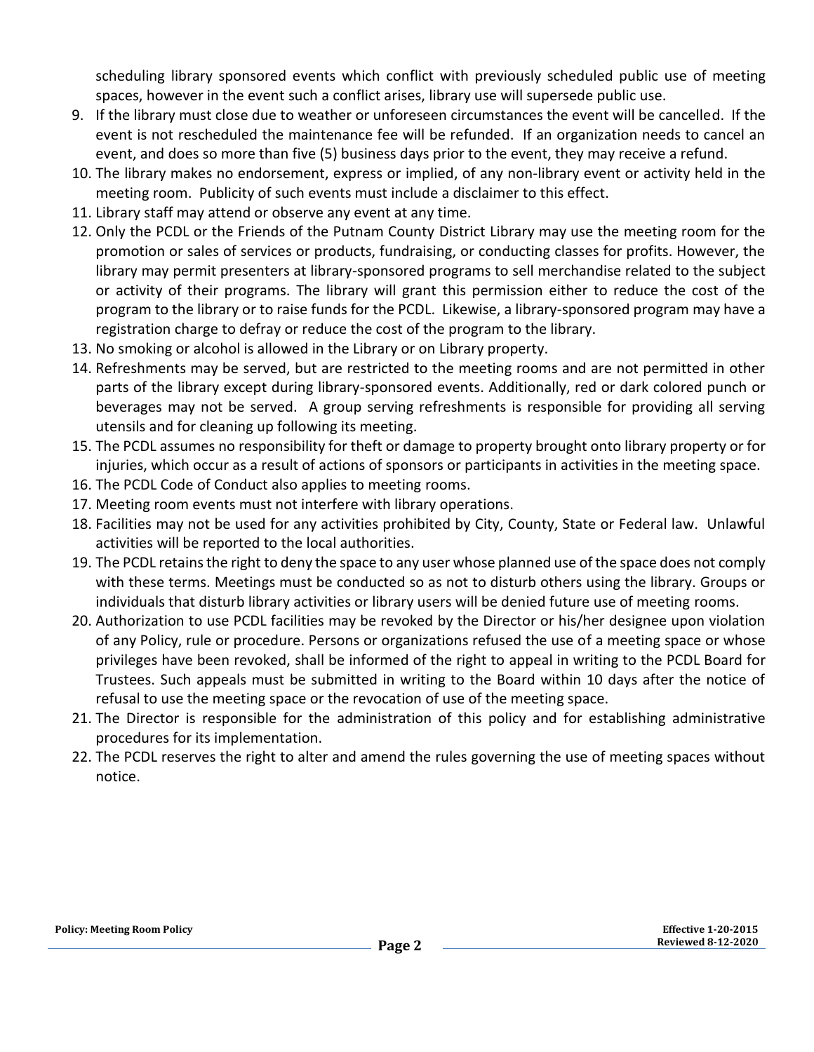scheduling library sponsored events which conflict with previously scheduled public use of meeting spaces, however in the event such a conflict arises, library use will supersede public use.

9. If the library must close due to weather or unforeseen circumstances the event will be cancelled. If the event is not rescheduled the maintenance fee will be refunded. If an organization needs to cancel an event, and does so more than five (5) business days prior to the event, they may receive a refund.
10. The library makes no endorsement, express or implied, of any non-library event or activity held in the meeting room. Publicity of such events must include a disclaimer to this effect.
11. Library staff may attend or observe any event at any time.
12. Only the PCDL or the Friends of the Putnam County District Library may use the meeting room for the promotion or sales of services or products, fundraising, or conducting classes for profits. However, the library may permit presenters at library-sponsored programs to sell merchandise related to the subject or activity of their programs. The library will grant this permission either to reduce the cost of the program to the library or to raise funds for the PCDL. Likewise, a library-sponsored program may have a registration charge to defray or reduce the cost of the program to the library.
13. No smoking or alcohol is allowed in the Library or on Library property.
14. Refreshments may be served, but are restricted to the meeting rooms and are not permitted in other parts of the library except during library-sponsored events. Additionally, red or dark colored punch or beverages may not be served. A group serving refreshments is responsible for providing all serving utensils and for cleaning up following its meeting.
15. The PCDL assumes no responsibility for theft or damage to property brought onto library property or for injuries, which occur as a result of actions of sponsors or participants in activities in the meeting space.
16. The PCDL Code of Conduct also applies to meeting rooms.
17. Meeting room events must not interfere with library operations.
18. Facilities may not be used for any activities prohibited by City, County, State or Federal law. Unlawful activities will be reported to the local authorities.
19. The PCDL retains the right to deny the space to any user whose planned use of the space does not comply with these terms. Meetings must be conducted so as not to disturb others using the library. Groups or individuals that disturb library activities or library users will be denied future use of meeting rooms.
20. Authorization to use PCDL facilities may be revoked by the Director or his/her designee upon violation of any Policy, rule or procedure. Persons or organizations refused the use of a meeting space or whose privileges have been revoked, shall be informed of the right to appeal in writing to the PCDL Board for Trustees. Such appeals must be submitted in writing to the Board within 10 days after the notice of refusal to use the meeting space or the revocation of use of the meeting space.
21. The Director is responsible for the administration of this policy and for establishing administrative procedures for its implementation.
22. The PCDL reserves the right to alter and amend the rules governing the use of meeting spaces without notice.